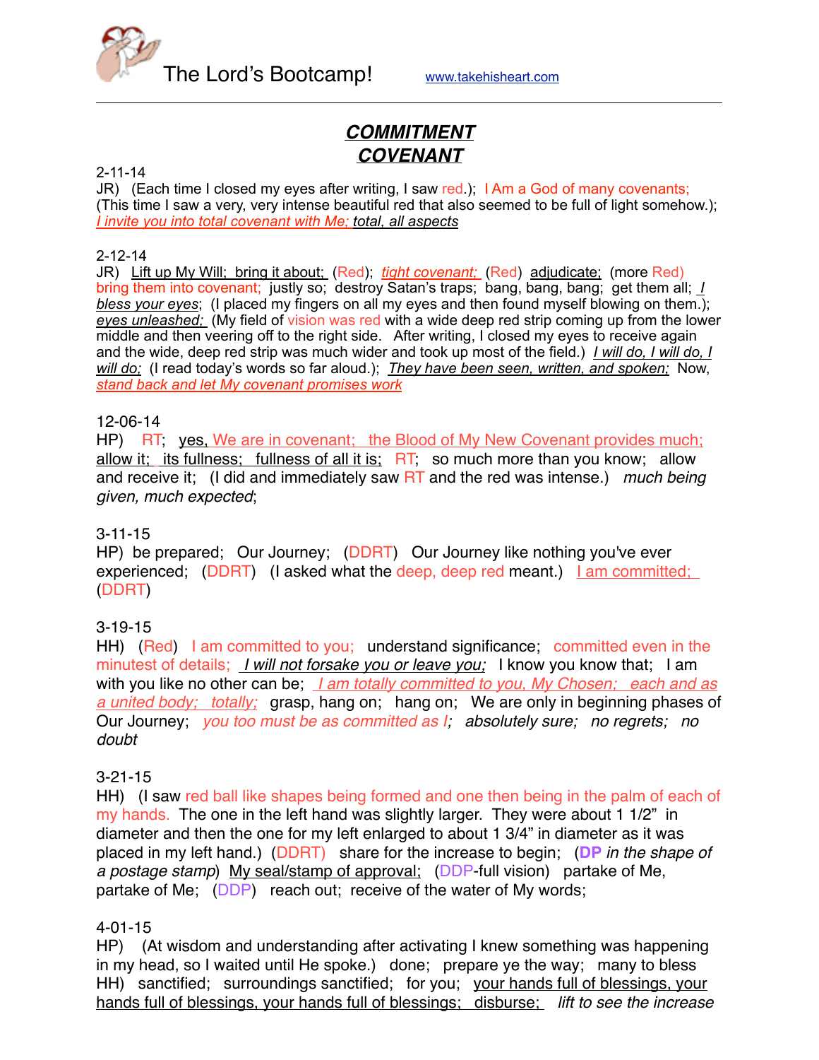The Lord's Bootcamp! www.takehisheart.com

# ***COMMITMENT***
# ***COVENANT***

2-11-14
JR) (Each time I closed my eyes after writing, I saw red.); I Am a God of many covenants; (This time I saw a very, very intense beautiful red that also seemed to be full of light somehow.); *I invite you into total covenant with Me; total, all aspects*

2-12-14
JR) Lift up My Will; bring it about; (Red); *tight covenant;* (Red) adjudicate; (more Red) bring them into covenant; justly so; destroy Satan's traps; bang, bang, bang; get them all; *I bless your eyes*; (I placed my fingers on all my eyes and then found myself blowing on them.); *eyes unleashed;* (My field of vision was red with a wide deep red strip coming up from the lower middle and then veering off to the right side. After writing, I closed my eyes to receive again and the wide, deep red strip was much wider and took up most of the field.) *I will do, I will do, I will do;* (I read today's words so far aloud.); *They have been seen, written, and spoken;* Now, *stand back and let My covenant promises work*

12-06-14
HP) RT; yes, We are in covenant; the Blood of My New Covenant provides much; allow it; its fullness; fullness of all it is; RT; so much more than you know; allow and receive it; (I did and immediately saw RT and the red was intense.) *much being given, much expected*;

3-11-15
HP) be prepared; Our Journey; (DDRT) Our Journey like nothing you've ever experienced; (DDRT) (I asked what the deep, deep red meant.) I am committed; (DDRT)

3-19-15
HH) (Red) I am committed to you; understand significance; committed even in the minutest of details; *I will not forsake you or leave you;* I know you know that; I am with you like no other can be; *I am totally committed to you, My Chosen; each and as a united body; totally;* grasp, hang on; hang on; We are only in beginning phases of Our Journey; *you too must be as committed as I; absolutely sure; no regrets; no doubt*

3-21-15
HH) (I saw red ball like shapes being formed and one then being in the palm of each of my hands. The one in the left hand was slightly larger. They were about 1 1/2" in diameter and then the one for my left enlarged to about 1 3/4" in diameter as it was placed in my left hand.) (DDRT) share for the increase to begin; (**DP** *in the shape of a postage stamp*) My seal/stamp of approval; (DDP-full vision) partake of Me, partake of Me; (DDP) reach out; receive of the water of My words;

4-01-15
HP) (At wisdom and understanding after activating I knew something was happening in my head, so I waited until He spoke.) done; prepare ye the way; many to bless
HH) sanctified; surroundings sanctified; for you; your hands full of blessings, your hands full of blessings, your hands full of blessings; disburse; *lift to see the increase*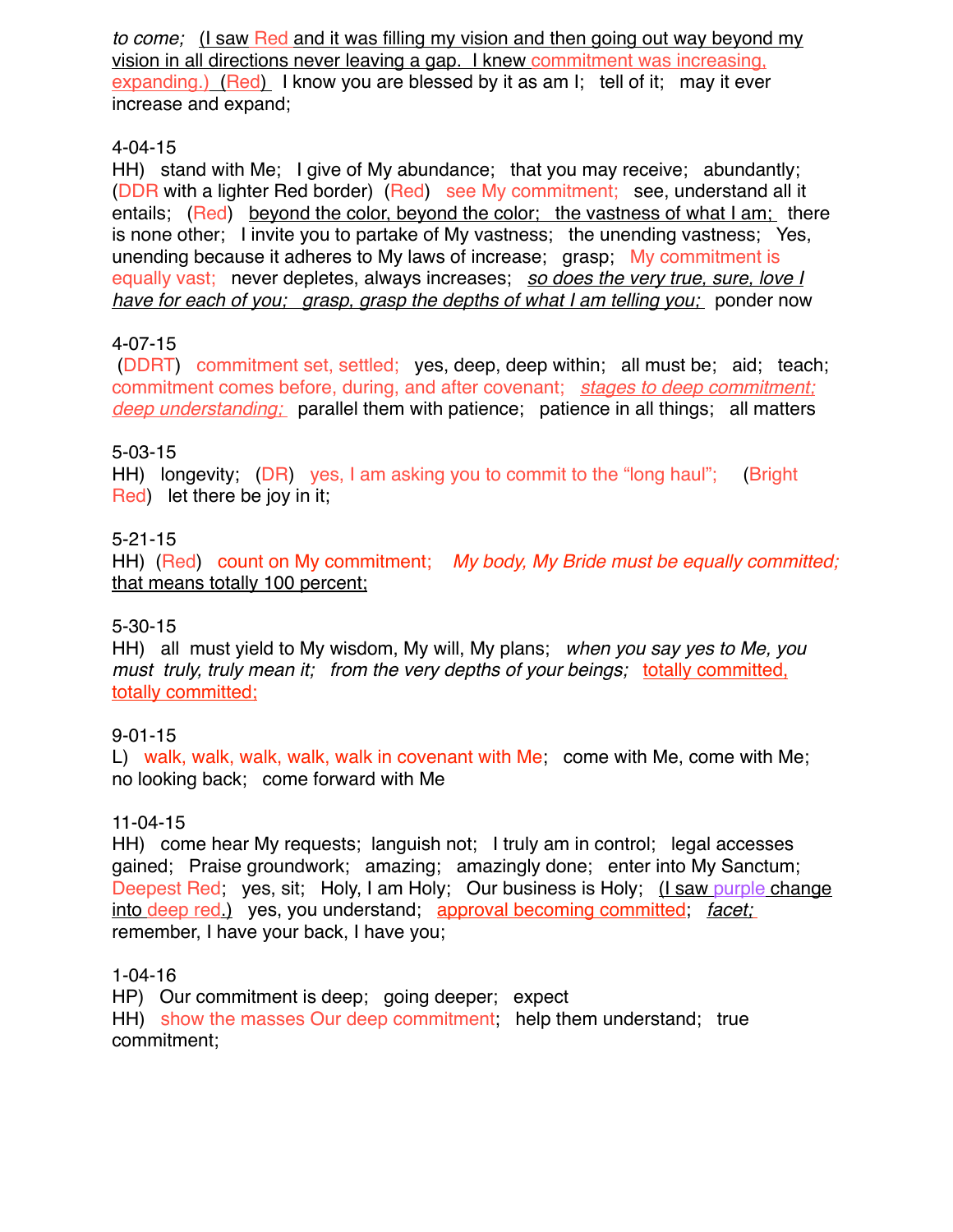*to come;* (I saw Red and it was filling my vision and then going out way beyond my vision in all directions never leaving a gap. I knew commitment was increasing, expanding.) (Red) I know you are blessed by it as am I; tell of it; may it ever increase and expand;

4-04-15
HH) stand with Me; I give of My abundance; that you may receive; abundantly; (DDR with a lighter Red border) (Red) see My commitment; see, understand all it entails; (Red) beyond the color, beyond the color; the vastness of what I am; there is none other; I invite you to partake of My vastness; the unending vastness; Yes, unending because it adheres to My laws of increase; grasp; My commitment is equally vast; never depletes, always increases; *so does the very true, sure, love I have for each of you; grasp, grasp the depths of what I am telling you;* ponder now

4-07-15
(DDRT) commitment set, settled; yes, deep, deep within; all must be; aid; teach; commitment comes before, during, and after covenant; *stages to deep commitment; deep understanding;* parallel them with patience; patience in all things; all matters

5-03-15
HH) longevity; (DR) yes, I am asking you to commit to the "long haul"; (Bright Red) let there be joy in it;

5-21-15
HH) (Red) count on My commitment; *My body, My Bride must be equally committed;* that means totally 100 percent;

5-30-15
HH) all must yield to My wisdom, My will, My plans; *when you say yes to Me, you must truly, truly mean it; from the very depths of your beings;* totally committed, totally committed;

9-01-15
L) walk, walk, walk, walk, walk in covenant with Me; come with Me, come with Me; no looking back; come forward with Me

11-04-15
HH) come hear My requests; languish not; I truly am in control; legal accesses gained; Praise groundwork; amazing; amazingly done; enter into My Sanctum; Deepest Red; yes, sit; Holy, I am Holy; Our business is Holy; (I saw purple change into deep red.) yes, you understand; approval becoming committed; *facet;* remember, I have your back, I have you;

1-04-16
HP) Our commitment is deep; going deeper; expect
HH) show the masses Our deep commitment; help them understand; true commitment;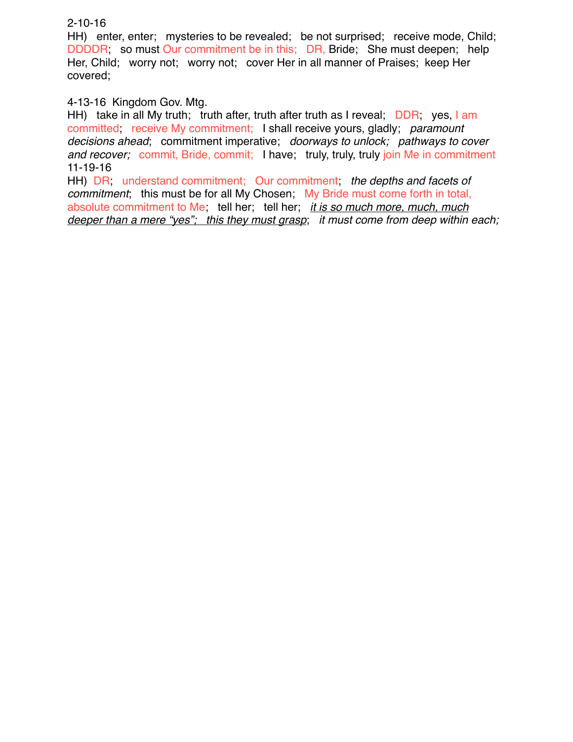2-10-16

HH) enter, enter; mysteries to be revealed; be not surprised; receive mode, Child; DDDDR; so must Our commitment be in this; DR, Bride; She must deepen; help Her, Child; worry not; worry not; cover Her in all manner of Praises; keep Her covered;

4-13-16 Kingdom Gov. Mtg.

HH) take in all My truth; truth after, truth after truth as I reveal; DDR; yes, I am committed; receive My commitment; I shall receive yours, gladly; *paramount decisions ahead*; commitment imperative; *doorways to unlock; pathways to cover and recover;* commit, Bride, commit; I have; truly, truly, truly join Me in commitment

11-19-16

HH) DR; understand commitment; Our commitment; *the depths and facets of commitment*; this must be for all My Chosen; My Bride must come forth in total, absolute commitment to Me; tell her; tell her; *it is so much more, much, much deeper than a mere "yes"; this they must grasp*; *it must come from deep within each;*